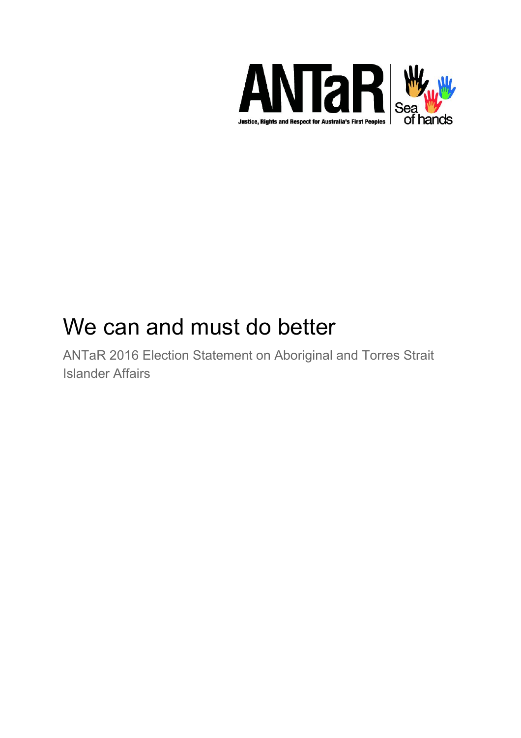ANTaR

Justice, Rights and Respect for Australia's First Peoples

Sea of hands

# We can and must do better

ANTaR 2016 Election Statement on Aboriginal and Torres Strait Islander Affairs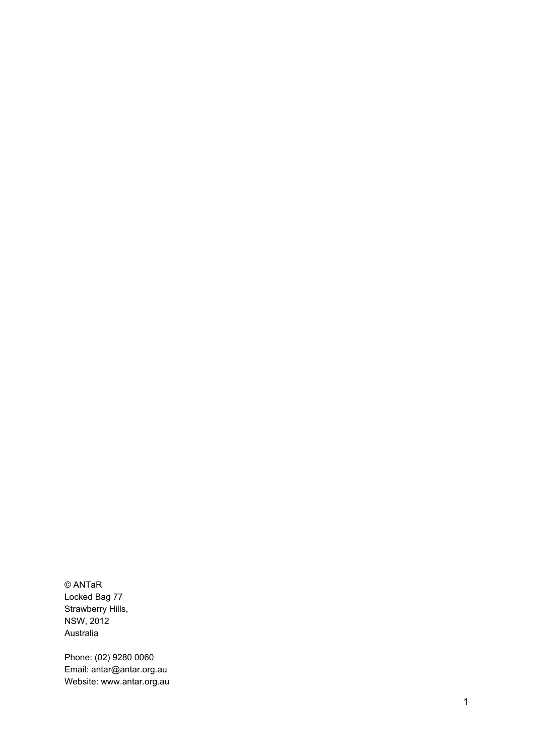© ANTaR
Locked Bag 77
Strawberry Hills,
NSW, 2012
Australia

Phone: (02) 9280 0060
Email: antar@antar.org.au
Website: www.antar.org.au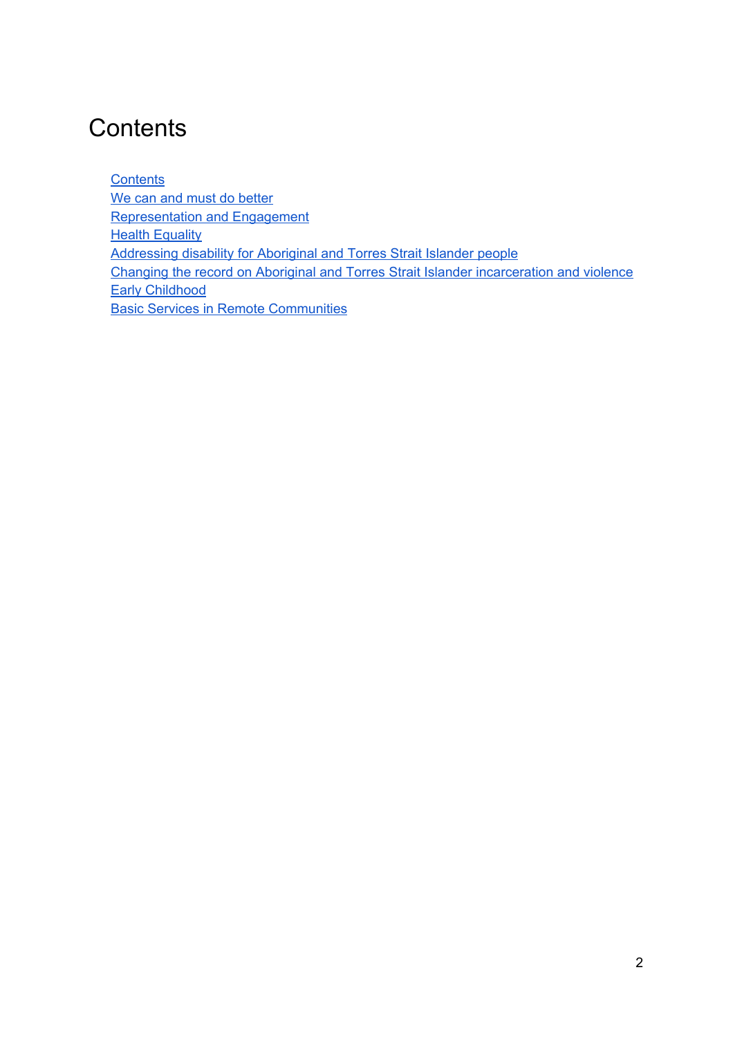# Contents

- Contents
- We can and must do better
- Representation and Engagement
- Health Equality
- Addressing disability for Aboriginal and Torres Strait Islander people
- Changing the record on Aboriginal and Torres Strait Islander incarceration and violence
- Early Childhood
- Basic Services in Remote Communities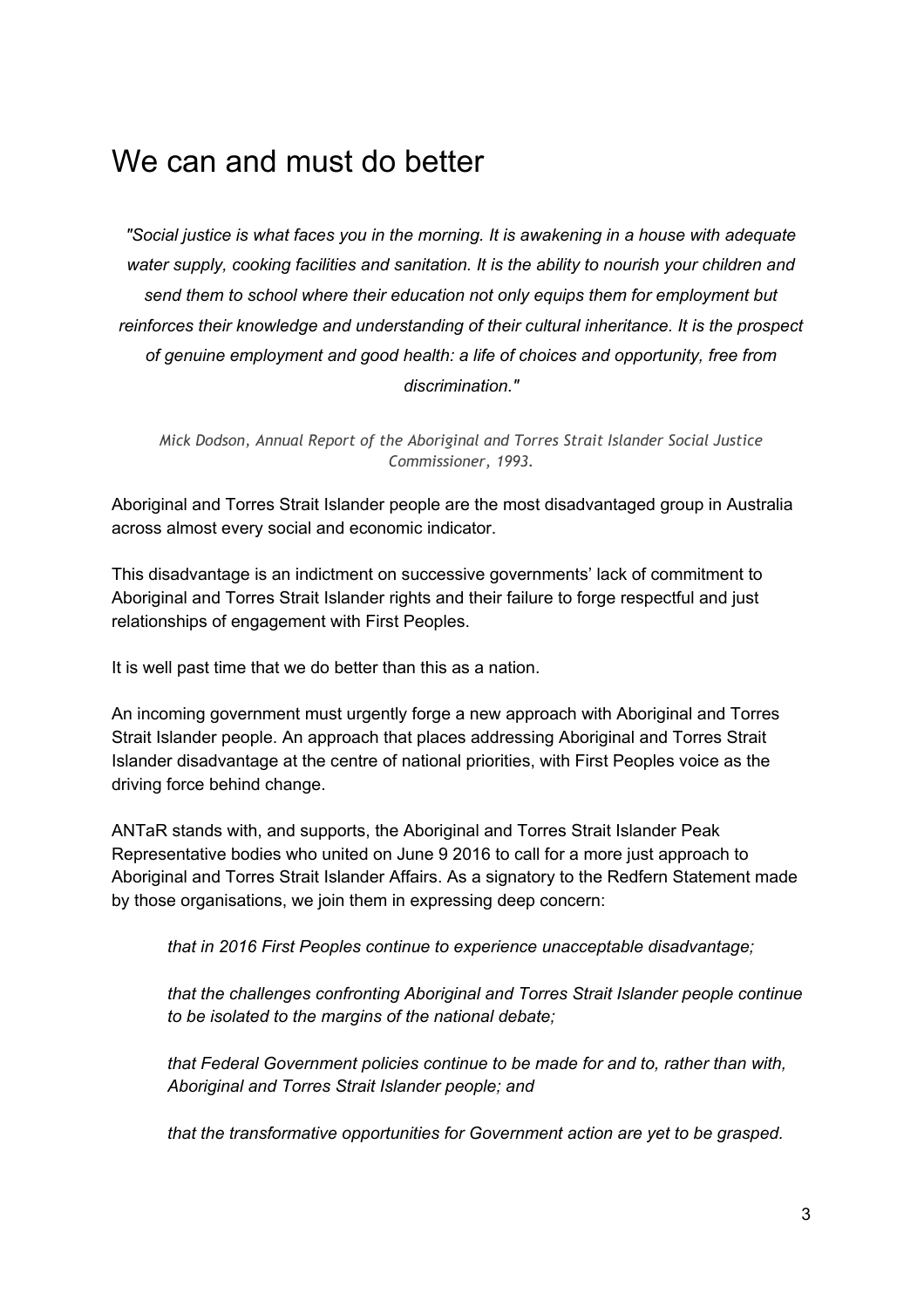# We can and must do better

> *"Social justice is what faces you in the morning. It is awakening in a house with adequate water supply, cooking facilities and sanitation. It is the ability to nourish your children and send them to school where their education not only equips them for employment but reinforces their knowledge and understanding of their cultural inheritance. It is the prospect of genuine employment and good health: a life of choices and opportunity, free from discrimination."*
>
> *Mick Dodson, Annual Report of the Aboriginal and Torres Strait Islander Social Justice Commissioner, 1993.*

Aboriginal and Torres Strait Islander people are the most disadvantaged group in Australia across almost every social and economic indicator.

This disadvantage is an indictment on successive governments' lack of commitment to Aboriginal and Torres Strait Islander rights and their failure to forge respectful and just relationships of engagement with First Peoples.

It is well past time that we do better than this as a nation.

An incoming government must urgently forge a new approach with Aboriginal and Torres Strait Islander people. An approach that places addressing Aboriginal and Torres Strait Islander disadvantage at the centre of national priorities, with First Peoples voice as the driving force behind change.

ANTaR stands with, and supports, the Aboriginal and Torres Strait Islander Peak Representative bodies who united on June 9 2016 to call for a more just approach to Aboriginal and Torres Strait Islander Affairs. As a signatory to the Redfern Statement made by those organisations, we join them in expressing deep concern:

> *that in 2016 First Peoples continue to experience unacceptable disadvantage;*
>
> *that the challenges confronting Aboriginal and Torres Strait Islander people continue to be isolated to the margins of the national debate;*
>
> *that Federal Government policies continue to be made for and to, rather than with, Aboriginal and Torres Strait Islander people; and*
>
> *that the transformative opportunities for Government action are yet to be grasped.*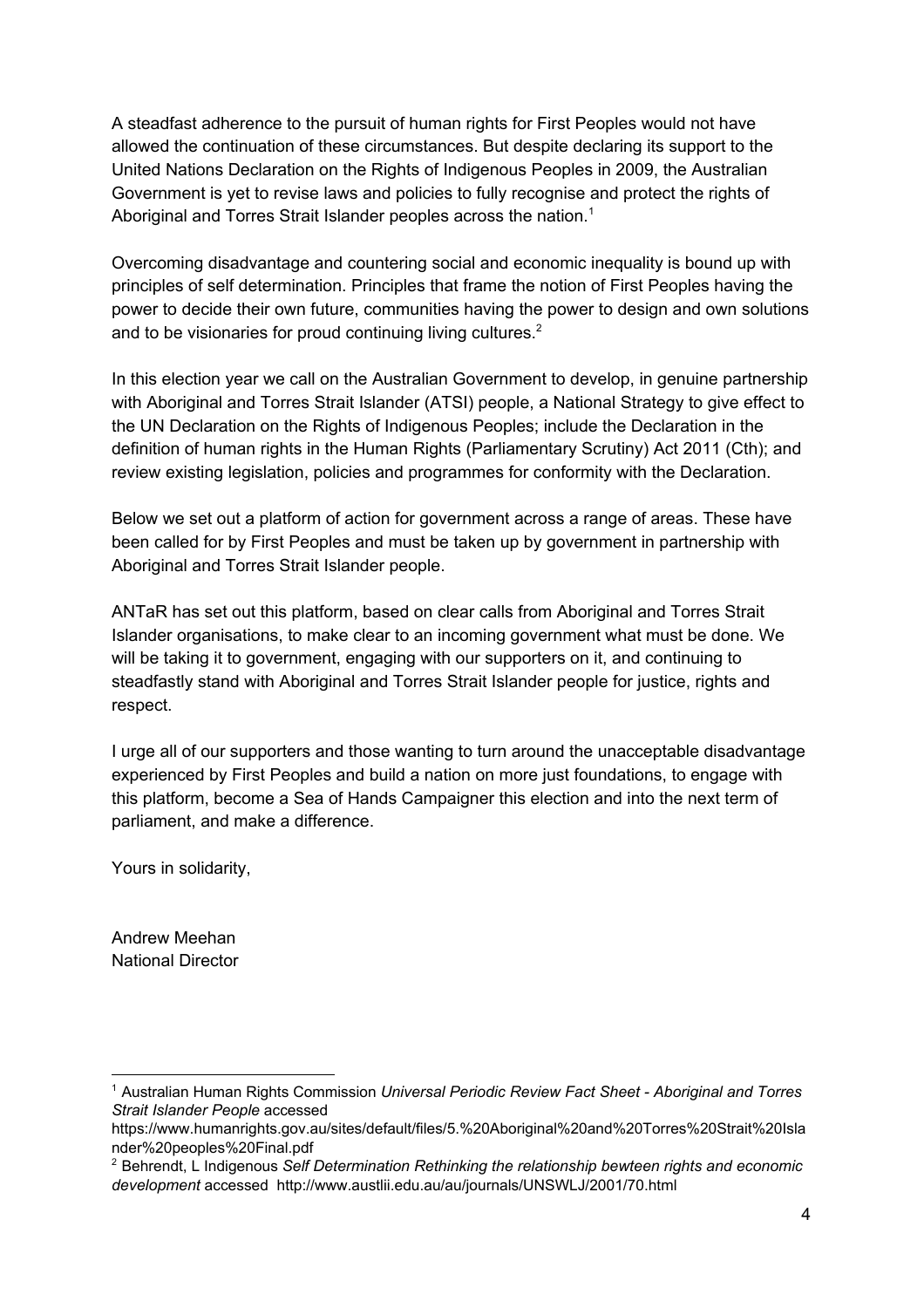A steadfast adherence to the pursuit of human rights for First Peoples would not have allowed the continuation of these circumstances. But despite declaring its support to the United Nations Declaration on the Rights of Indigenous Peoples in 2009, the Australian Government is yet to revise laws and policies to fully recognise and protect the rights of Aboriginal and Torres Strait Islander peoples across the nation.[1]

Overcoming disadvantage and countering social and economic inequality is bound up with principles of self determination. Principles that frame the notion of First Peoples having the power to decide their own future, communities having the power to design and own solutions and to be visionaries for proud continuing living cultures.[2]

In this election year we call on the Australian Government to develop, in genuine partnership with Aboriginal and Torres Strait Islander (ATSI) people, a National Strategy to give effect to the UN Declaration on the Rights of Indigenous Peoples; include the Declaration in the definition of human rights in the Human Rights (Parliamentary Scrutiny) Act 2011 (Cth); and review existing legislation, policies and programmes for conformity with the Declaration.

Below we set out a platform of action for government across a range of areas. These have been called for by First Peoples and must be taken up by government in partnership with Aboriginal and Torres Strait Islander people.

ANTaR has set out this platform, based on clear calls from Aboriginal and Torres Strait Islander organisations, to make clear to an incoming government what must be done. We will be taking it to government, engaging with our supporters on it, and continuing to steadfastly stand with Aboriginal and Torres Strait Islander people for justice, rights and respect.

I urge all of our supporters and those wanting to turn around the unacceptable disadvantage experienced by First Peoples and build a nation on more just foundations, to engage with this platform, become a Sea of Hands Campaigner this election and into the next term of parliament, and make a difference.

Yours in solidarity,

Andrew Meehan
National Director

---

[1] Australian Human Rights Commission *Universal Periodic Review Fact Sheet - Aboriginal and Torres Strait Islander People* accessed https://www.humanrights.gov.au/sites/default/files/5.%20Aboriginal%20and%20Torres%20Strait%20Islander%20peoples%20Final.pdf

[2] Behrendt, L Indigenous *Self Determination Rethinking the relationship bewteen rights and economic development* accessed http://www.austlii.edu.au/au/journals/UNSWLJ/2001/70.html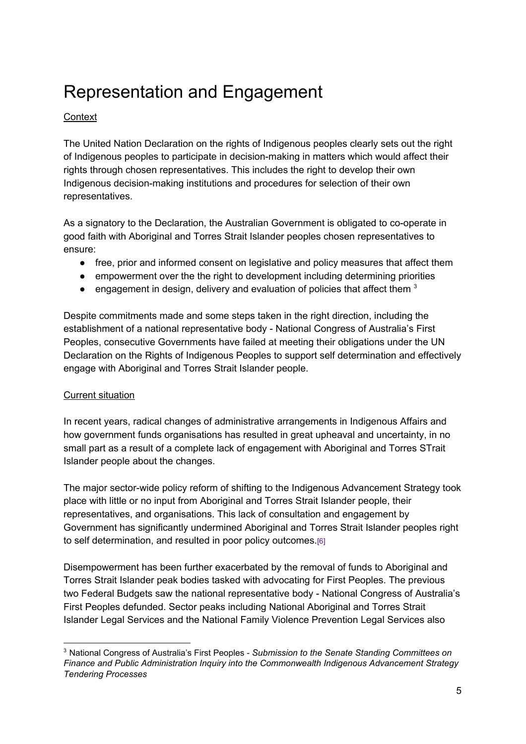# Representation and Engagement

Context

The United Nation Declaration on the rights of Indigenous peoples clearly sets out the right of Indigenous peoples to participate in decision-making in matters which would affect their rights through chosen representatives. This includes the right to develop their own Indigenous decision-making institutions and procedures for selection of their own representatives.

As a signatory to the Declaration, the Australian Government is obligated to co-operate in good faith with Aboriginal and Torres Strait Islander peoples chosen representatives to ensure:

- free, prior and informed consent on legislative and policy measures that affect them
- empowerment over the the right to development including determining priorities
- engagement in design, delivery and evaluation of policies that affect them [3]

Despite commitments made and some steps taken in the right direction, including the establishment of a national representative body - National Congress of Australia's First Peoples, consecutive Governments have failed at meeting their obligations under the UN Declaration on the Rights of Indigenous Peoples to support self determination and effectively engage with Aboriginal and Torres Strait Islander people.

Current situation

In recent years, radical changes of administrative arrangements in Indigenous Affairs and how government funds organisations has resulted in great upheaval and uncertainty, in no small part as a result of a complete lack of engagement with Aboriginal and Torres STrait Islander people about the changes.

The major sector-wide policy reform of shifting to the Indigenous Advancement Strategy took place with little or no input from Aboriginal and Torres Strait Islander people, their representatives, and organisations. This lack of consultation and engagement by Government has significantly undermined Aboriginal and Torres Strait Islander peoples right to self determination, and resulted in poor policy outcomes.[6]

Disempowerment has been further exacerbated by the removal of funds to Aboriginal and Torres Strait Islander peak bodies tasked with advocating for First Peoples. The previous two Federal Budgets saw the national representative body - National Congress of Australia's First Peoples defunded. Sector peaks including National Aboriginal and Torres Strait Islander Legal Services and the National Family Violence Prevention Legal Services also

[3] National Congress of Australia's First Peoples - *Submission to the Senate Standing Committees on Finance and Public Administration Inquiry into the Commonwealth Indigenous Advancement Strategy Tendering Processes*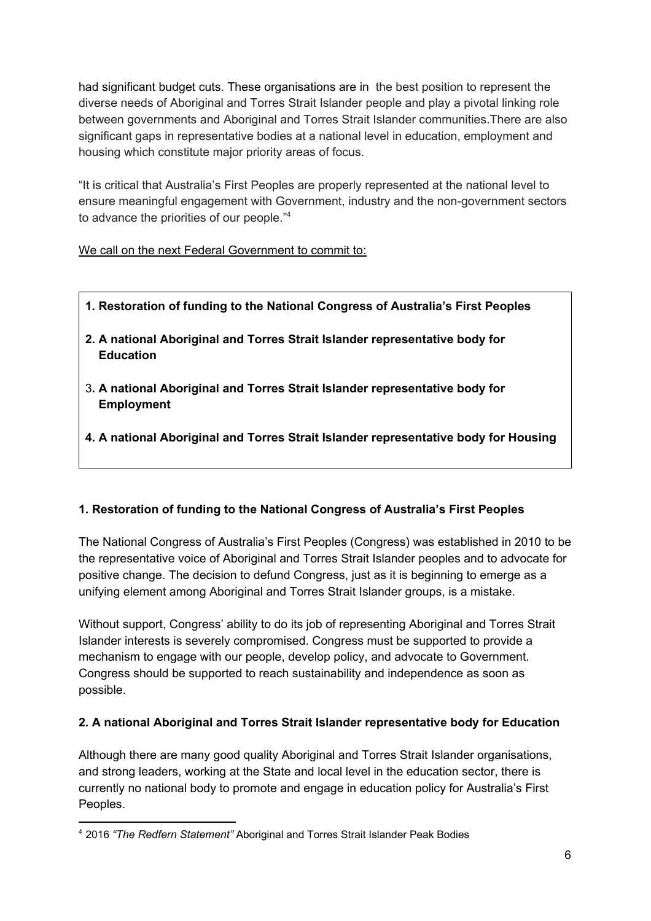had significant budget cuts. These organisations are in the best position to represent the diverse needs of Aboriginal and Torres Strait Islander people and play a pivotal linking role between governments and Aboriginal and Torres Strait Islander communities.There are also significant gaps in representative bodies at a national level in education, employment and housing which constitute major priority areas of focus.

"It is critical that Australia's First Peoples are properly represented at the national level to ensure meaningful engagement with Government, industry and the non-government sectors to advance the priorities of our people."[4]

<u>We call on the next Federal Government to commit to:</u>

1. **Restoration of funding to the National Congress of Australia's First Peoples**
2. **A national Aboriginal and Torres Strait Islander representative body for Education**
3. **A national Aboriginal and Torres Strait Islander representative body for Employment**
4. **A national Aboriginal and Torres Strait Islander representative body for Housing**

### 1. Restoration of funding to the National Congress of Australia's First Peoples

The National Congress of Australia's First Peoples (Congress) was established in 2010 to be the representative voice of Aboriginal and Torres Strait Islander peoples and to advocate for positive change. The decision to defund Congress, just as it is beginning to emerge as a unifying element among Aboriginal and Torres Strait Islander groups, is a mistake.

Without support, Congress' ability to do its job of representing Aboriginal and Torres Strait Islander interests is severely compromised. Congress must be supported to provide a mechanism to engage with our people, develop policy, and advocate to Government. Congress should be supported to reach sustainability and independence as soon as possible.

### 2. A national Aboriginal and Torres Strait Islander representative body for Education

Although there are many good quality Aboriginal and Torres Strait Islander organisations, and strong leaders, working at the State and local level in the education sector, there is currently no national body to promote and engage in education policy for Australia's First Peoples.

---

[4] 2016 *"The Redfern Statement"* Aboriginal and Torres Strait Islander Peak Bodies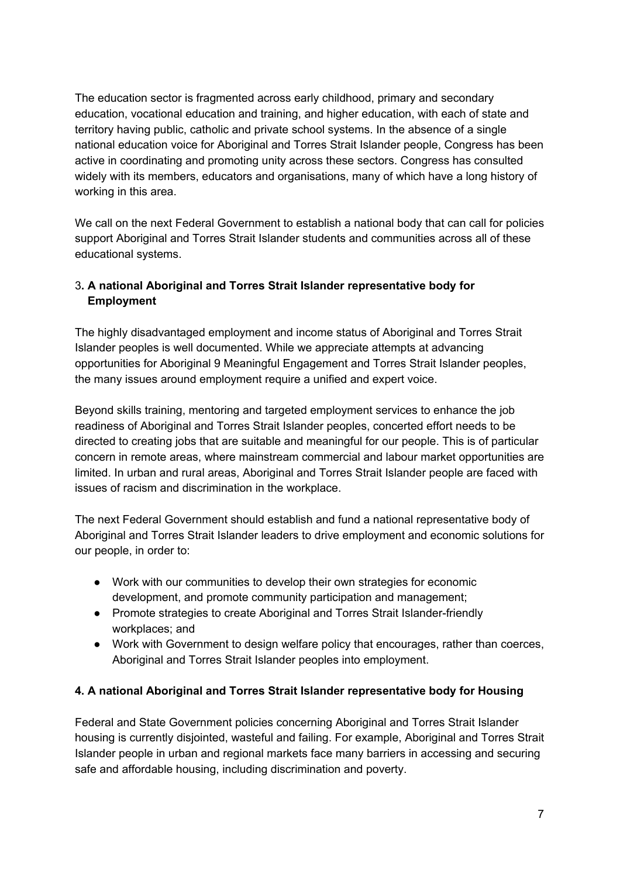The education sector is fragmented across early childhood, primary and secondary education, vocational education and training, and higher education, with each of state and territory having public, catholic and private school systems. In the absence of a single national education voice for Aboriginal and Torres Strait Islander people, Congress has been active in coordinating and promoting unity across these sectors. Congress has consulted widely with its members, educators and organisations, many of which have a long history of working in this area.

We call on the next Federal Government to establish a national body that can call for policies support Aboriginal and Torres Strait Islander students and communities across all of these educational systems.

### 3. A national Aboriginal and Torres Strait Islander representative body for Employment

The highly disadvantaged employment and income status of Aboriginal and Torres Strait Islander peoples is well documented. While we appreciate attempts at advancing opportunities for Aboriginal 9 Meaningful Engagement and Torres Strait Islander peoples, the many issues around employment require a unified and expert voice.

Beyond skills training, mentoring and targeted employment services to enhance the job readiness of Aboriginal and Torres Strait Islander peoples, concerted effort needs to be directed to creating jobs that are suitable and meaningful for our people. This is of particular concern in remote areas, where mainstream commercial and labour market opportunities are limited. In urban and rural areas, Aboriginal and Torres Strait Islander people are faced with issues of racism and discrimination in the workplace.

The next Federal Government should establish and fund a national representative body of Aboriginal and Torres Strait Islander leaders to drive employment and economic solutions for our people, in order to:

- Work with our communities to develop their own strategies for economic development, and promote community participation and management;
- Promote strategies to create Aboriginal and Torres Strait Islander-friendly workplaces; and
- Work with Government to design welfare policy that encourages, rather than coerces, Aboriginal and Torres Strait Islander peoples into employment.

### 4. A national Aboriginal and Torres Strait Islander representative body for Housing

Federal and State Government policies concerning Aboriginal and Torres Strait Islander housing is currently disjointed, wasteful and failing. For example, Aboriginal and Torres Strait Islander people in urban and regional markets face many barriers in accessing and securing safe and affordable housing, including discrimination and poverty.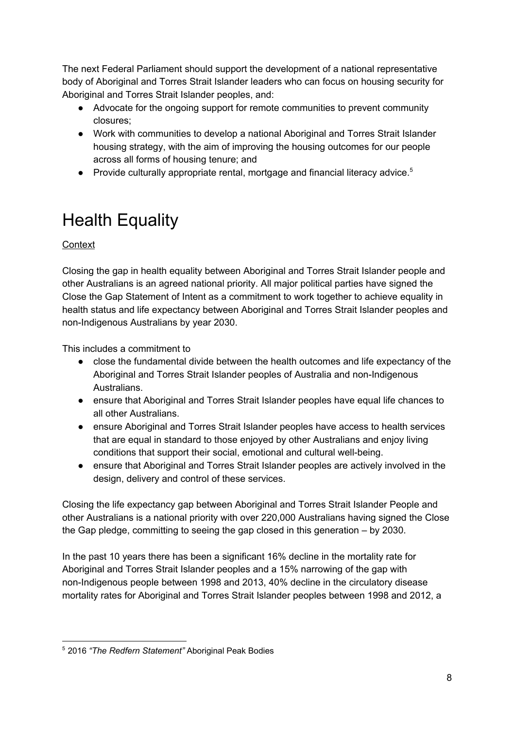The next Federal Parliament should support the development of a national representative body of Aboriginal and Torres Strait Islander leaders who can focus on housing security for Aboriginal and Torres Strait Islander peoples, and:

- Advocate for the ongoing support for remote communities to prevent community closures;
- Work with communities to develop a national Aboriginal and Torres Strait Islander housing strategy, with the aim of improving the housing outcomes for our people across all forms of housing tenure; and
- Provide culturally appropriate rental, mortgage and financial literacy advice.[5]

# Health Equality

Context

Closing the gap in health equality between Aboriginal and Torres Strait Islander people and other Australians is an agreed national priority. All major political parties have signed the Close the Gap Statement of Intent as a commitment to work together to achieve equality in health status and life expectancy between Aboriginal and Torres Strait Islander peoples and non-Indigenous Australians by year 2030.

This includes a commitment to

- close the fundamental divide between the health outcomes and life expectancy of the Aboriginal and Torres Strait Islander peoples of Australia and non-Indigenous Australians.
- ensure that Aboriginal and Torres Strait Islander peoples have equal life chances to all other Australians.
- ensure Aboriginal and Torres Strait Islander peoples have access to health services that are equal in standard to those enjoyed by other Australians and enjoy living conditions that support their social, emotional and cultural well-being.
- ensure that Aboriginal and Torres Strait Islander peoples are actively involved in the design, delivery and control of these services.

Closing the life expectancy gap between Aboriginal and Torres Strait Islander People and other Australians is a national priority with over 220,000 Australians having signed the Close the Gap pledge, committing to seeing the gap closed in this generation – by 2030.

In the past 10 years there has been a significant 16% decline in the mortality rate for Aboriginal and Torres Strait Islander peoples and a 15% narrowing of the gap with non-Indigenous people between 1998 and 2013, 40% decline in the circulatory disease mortality rates for Aboriginal and Torres Strait Islander peoples between 1998 and 2012, a

[5] 2016 *"The Redfern Statement"* Aboriginal Peak Bodies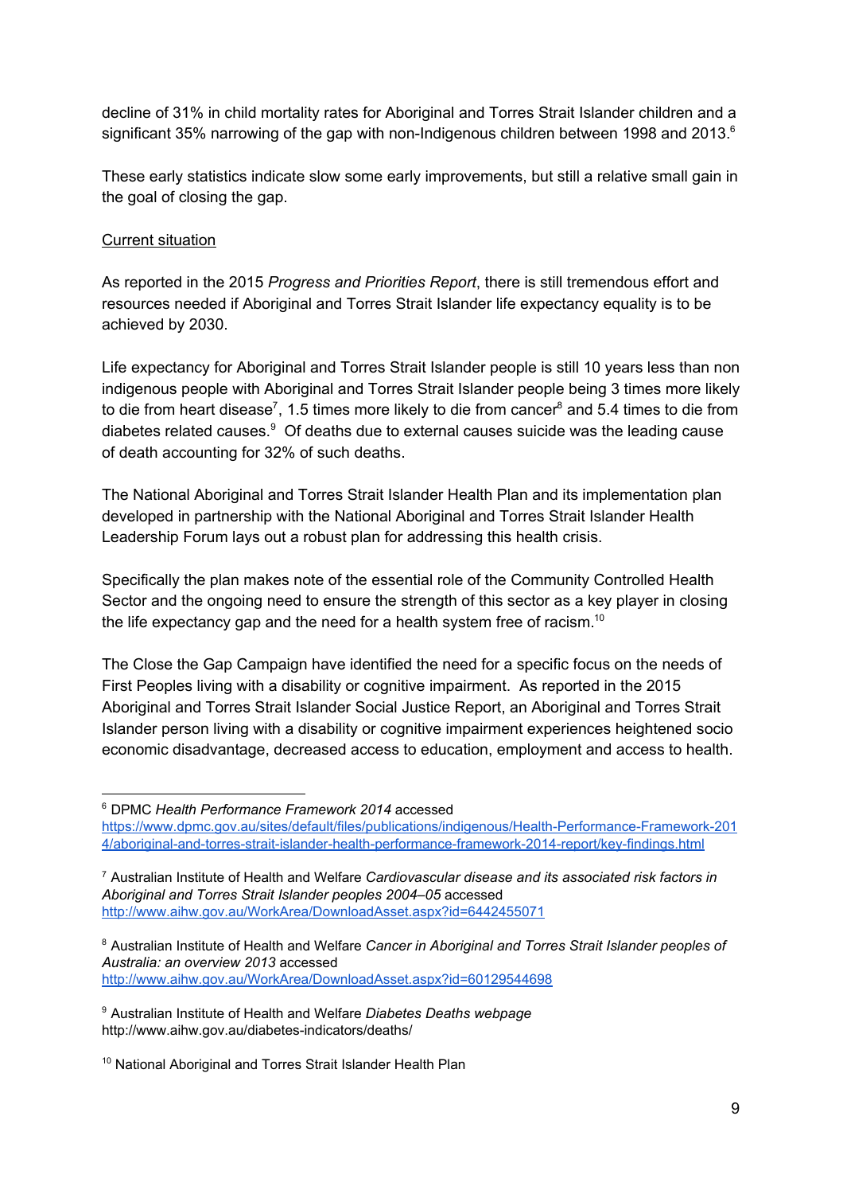decline of 31% in child mortality rates for Aboriginal and Torres Strait Islander children and a significant 35% narrowing of the gap with non-Indigenous children between 1998 and 2013.[6]

These early statistics indicate slow some early improvements, but still a relative small gain in the goal of closing the gap.

<u>Current situation</u>

As reported in the 2015 *Progress and Priorities Report*, there is still tremendous effort and resources needed if Aboriginal and Torres Strait Islander life expectancy equality is to be achieved by 2030.

Life expectancy for Aboriginal and Torres Strait Islander people is still 10 years less than non indigenous people with Aboriginal and Torres Strait Islander people being 3 times more likely to die from heart disease[7], 1.5 times more likely to die from cancer[8] and 5.4 times to die from diabetes related causes.[9] Of deaths due to external causes suicide was the leading cause of death accounting for 32% of such deaths.

The National Aboriginal and Torres Strait Islander Health Plan and its implementation plan developed in partnership with the National Aboriginal and Torres Strait Islander Health Leadership Forum lays out a robust plan for addressing this health crisis.

Specifically the plan makes note of the essential role of the Community Controlled Health Sector and the ongoing need to ensure the strength of this sector as a key player in closing the life expectancy gap and the need for a health system free of racism.[10]

The Close the Gap Campaign have identified the need for a specific focus on the needs of First Peoples living with a disability or cognitive impairment. As reported in the 2015 Aboriginal and Torres Strait Islander Social Justice Report, an Aboriginal and Torres Strait Islander person living with a disability or cognitive impairment experiences heightened socio economic disadvantage, decreased access to education, employment and access to health.

---

[6] DPMC *Health Performance Framework 2014* accessed https://www.dpmc.gov.au/sites/default/files/publications/indigenous/Health-Performance-Framework-2014/aboriginal-and-torres-strait-islander-health-performance-framework-2014-report/key-findings.html

[7] Australian Institute of Health and Welfare *Cardiovascular disease and its associated risk factors in Aboriginal and Torres Strait Islander peoples 2004–05* accessed http://www.aihw.gov.au/WorkArea/DownloadAsset.aspx?id=6442455071

[8] Australian Institute of Health and Welfare *Cancer in Aboriginal and Torres Strait Islander peoples of Australia: an overview 2013* accessed http://www.aihw.gov.au/WorkArea/DownloadAsset.aspx?id=60129544698

[9] Australian Institute of Health and Welfare *Diabetes Deaths webpage* http://www.aihw.gov.au/diabetes-indicators/deaths/

[10] National Aboriginal and Torres Strait Islander Health Plan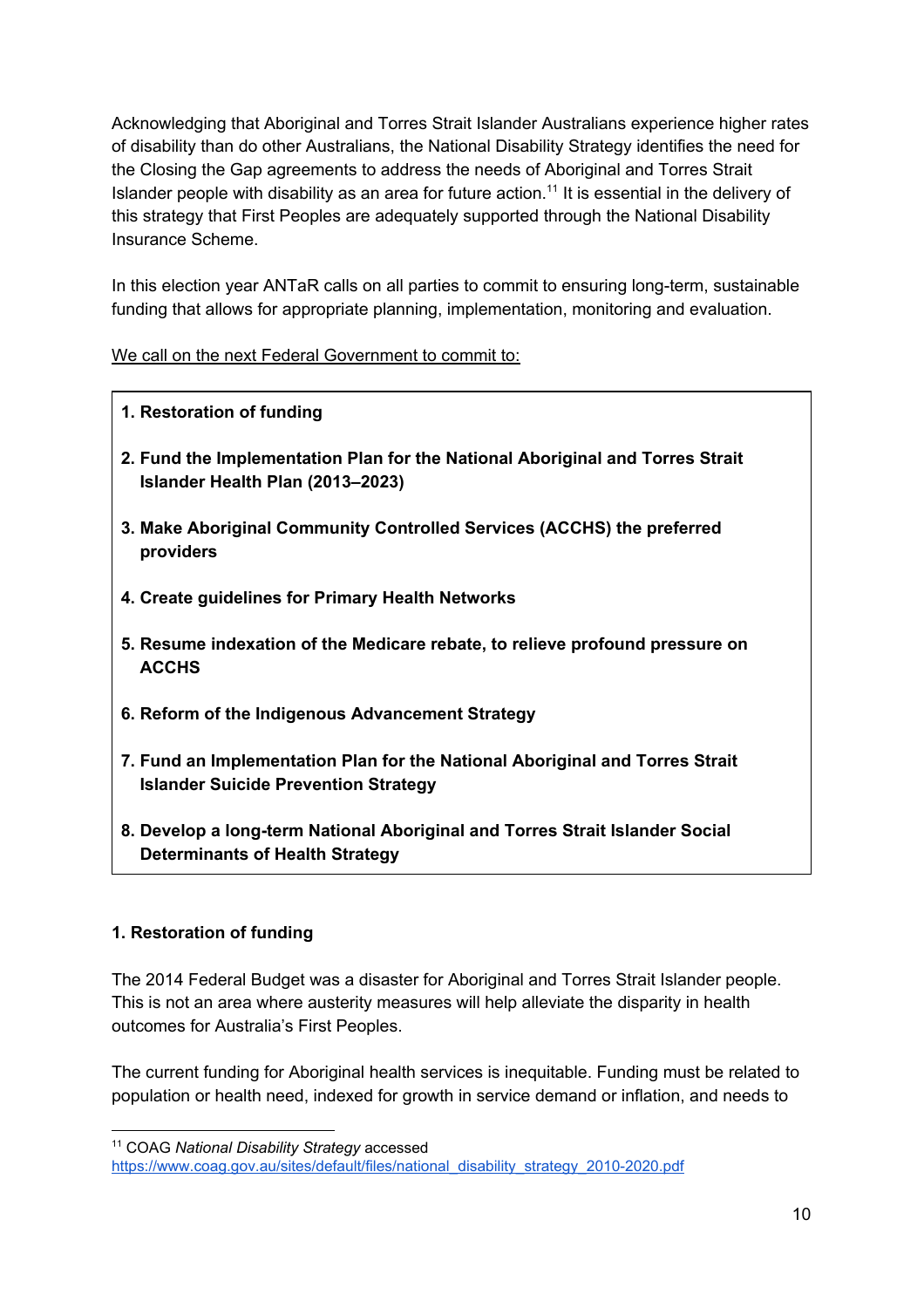Acknowledging that Aboriginal and Torres Strait Islander Australians experience higher rates of disability than do other Australians, the National Disability Strategy identifies the need for the Closing the Gap agreements to address the needs of Aboriginal and Torres Strait Islander people with disability as an area for future action.[11] It is essential in the delivery of this strategy that First Peoples are adequately supported through the National Disability Insurance Scheme.

In this election year ANTaR calls on all parties to commit to ensuring long-term, sustainable funding that allows for appropriate planning, implementation, monitoring and evaluation.

<u>We call on the next Federal Government to commit to:</u>

1. **Restoration of funding**
2. **Fund the Implementation Plan for the National Aboriginal and Torres Strait Islander Health Plan (2013–2023)**
3. **Make Aboriginal Community Controlled Services (ACCHS) the preferred providers**
4. **Create guidelines for Primary Health Networks**
5. **Resume indexation of the Medicare rebate, to relieve profound pressure on ACCHS**
6. **Reform of the Indigenous Advancement Strategy**
7. **Fund an Implementation Plan for the National Aboriginal and Torres Strait Islander Suicide Prevention Strategy**
8. **Develop a long-term National Aboriginal and Torres Strait Islander Social Determinants of Health Strategy**

### 1. Restoration of funding

The 2014 Federal Budget was a disaster for Aboriginal and Torres Strait Islander people. This is not an area where austerity measures will help alleviate the disparity in health outcomes for Australia's First Peoples.

The current funding for Aboriginal health services is inequitable. Funding must be related to population or health need, indexed for growth in service demand or inflation, and needs to

---

[11] COAG *National Disability Strategy* accessed https://www.coag.gov.au/sites/default/files/national_disability_strategy_2010-2020.pdf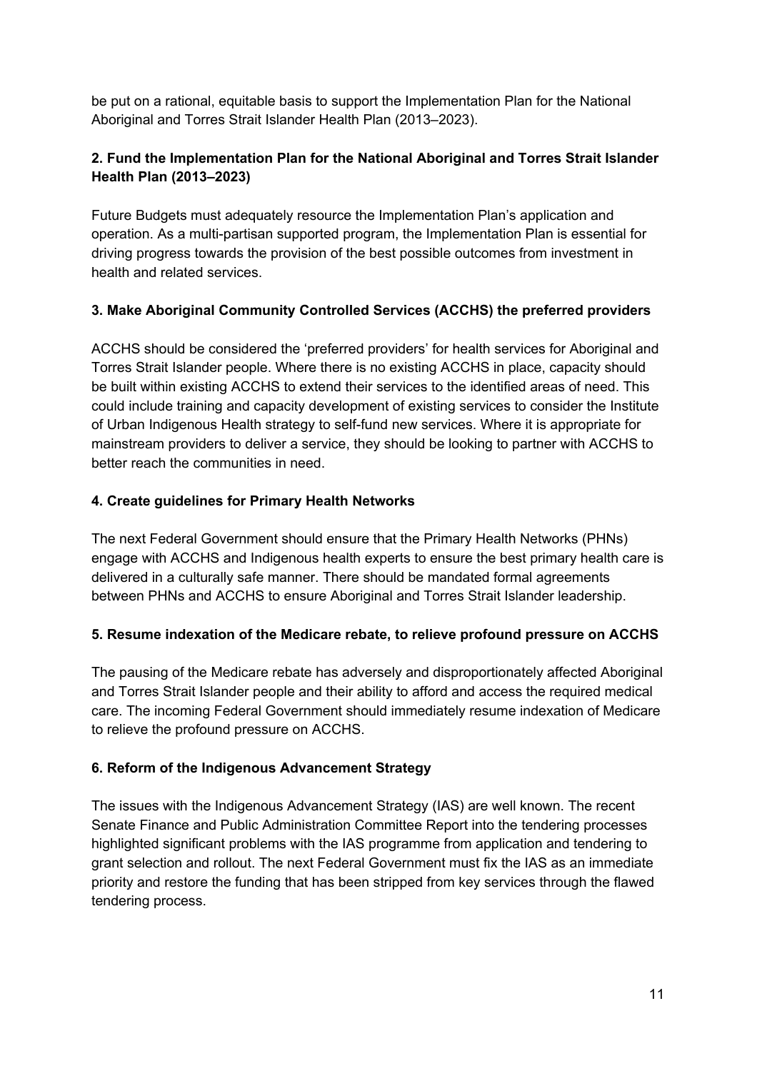be put on a rational, equitable basis to support the Implementation Plan for the National Aboriginal and Torres Strait Islander Health Plan (2013–2023).

**2. Fund the Implementation Plan for the National Aboriginal and Torres Strait Islander Health Plan (2013–2023)**

Future Budgets must adequately resource the Implementation Plan's application and operation. As a multi-partisan supported program, the Implementation Plan is essential for driving progress towards the provision of the best possible outcomes from investment in health and related services.

**3. Make Aboriginal Community Controlled Services (ACCHS) the preferred providers**

ACCHS should be considered the 'preferred providers' for health services for Aboriginal and Torres Strait Islander people. Where there is no existing ACCHS in place, capacity should be built within existing ACCHS to extend their services to the identified areas of need. This could include training and capacity development of existing services to consider the Institute of Urban Indigenous Health strategy to self-fund new services. Where it is appropriate for mainstream providers to deliver a service, they should be looking to partner with ACCHS to better reach the communities in need.

**4. Create guidelines for Primary Health Networks**

The next Federal Government should ensure that the Primary Health Networks (PHNs) engage with ACCHS and Indigenous health experts to ensure the best primary health care is delivered in a culturally safe manner. There should be mandated formal agreements between PHNs and ACCHS to ensure Aboriginal and Torres Strait Islander leadership.

**5. Resume indexation of the Medicare rebate, to relieve profound pressure on ACCHS**

The pausing of the Medicare rebate has adversely and disproportionately affected Aboriginal and Torres Strait Islander people and their ability to afford and access the required medical care. The incoming Federal Government should immediately resume indexation of Medicare to relieve the profound pressure on ACCHS.

**6. Reform of the Indigenous Advancement Strategy**

The issues with the Indigenous Advancement Strategy (IAS) are well known. The recent Senate Finance and Public Administration Committee Report into the tendering processes highlighted significant problems with the IAS programme from application and tendering to grant selection and rollout. The next Federal Government must fix the IAS as an immediate priority and restore the funding that has been stripped from key services through the flawed tendering process.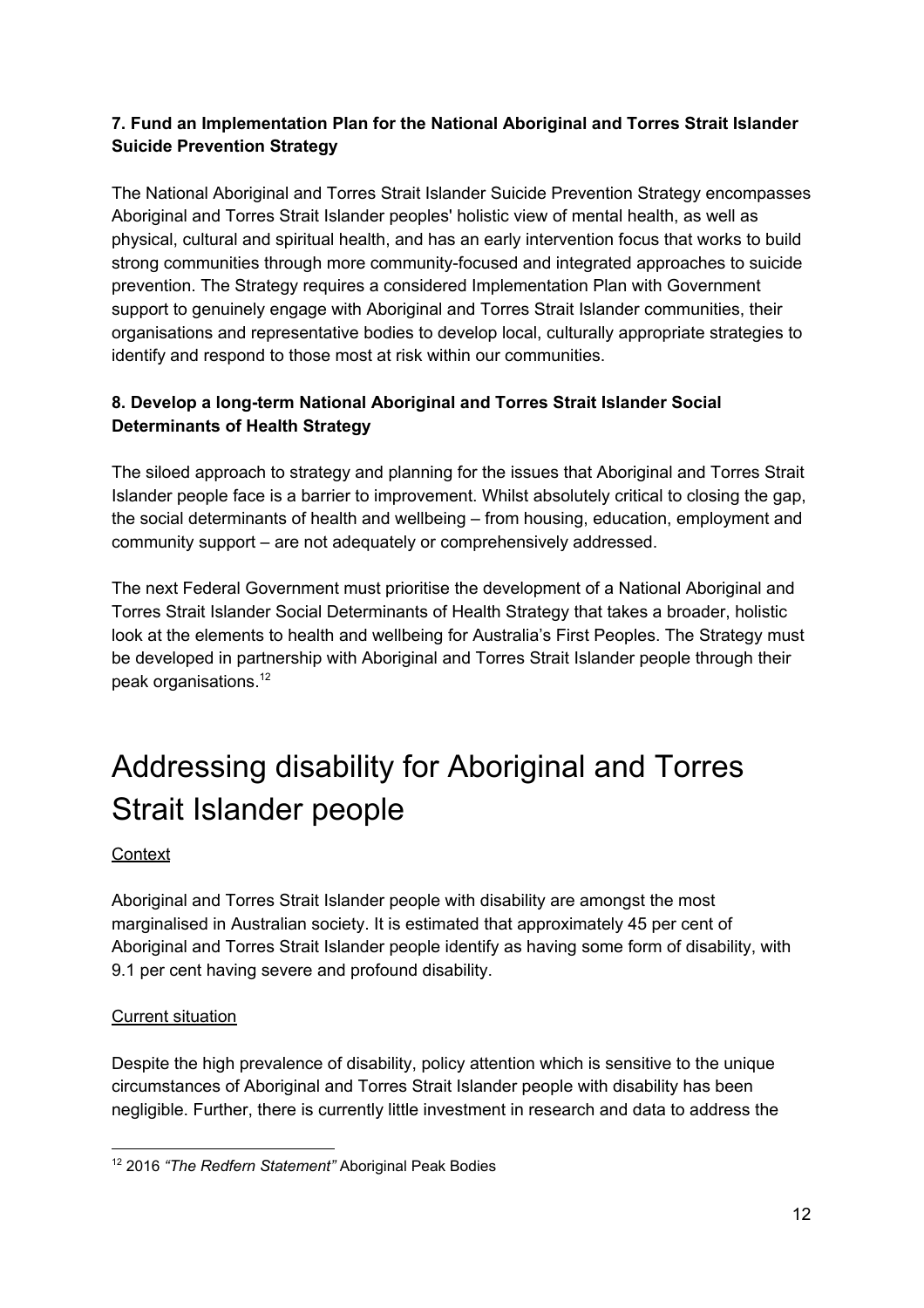**7. Fund an Implementation Plan for the National Aboriginal and Torres Strait Islander Suicide Prevention Strategy**

The National Aboriginal and Torres Strait Islander Suicide Prevention Strategy encompasses Aboriginal and Torres Strait Islander peoples' holistic view of mental health, as well as physical, cultural and spiritual health, and has an early intervention focus that works to build strong communities through more community-focused and integrated approaches to suicide prevention. The Strategy requires a considered Implementation Plan with Government support to genuinely engage with Aboriginal and Torres Strait Islander communities, their organisations and representative bodies to develop local, culturally appropriate strategies to identify and respond to those most at risk within our communities.

**8. Develop a long-term National Aboriginal and Torres Strait Islander Social Determinants of Health Strategy**

The siloed approach to strategy and planning for the issues that Aboriginal and Torres Strait Islander people face is a barrier to improvement. Whilst absolutely critical to closing the gap, the social determinants of health and wellbeing – from housing, education, employment and community support – are not adequately or comprehensively addressed.

The next Federal Government must prioritise the development of a National Aboriginal and Torres Strait Islander Social Determinants of Health Strategy that takes a broader, holistic look at the elements to health and wellbeing for Australia's First Peoples. The Strategy must be developed in partnership with Aboriginal and Torres Strait Islander people through their peak organisations.[12]

# Addressing disability for Aboriginal and Torres Strait Islander people

Context

Aboriginal and Torres Strait Islander people with disability are amongst the most marginalised in Australian society. It is estimated that approximately 45 per cent of Aboriginal and Torres Strait Islander people identify as having some form of disability, with 9.1 per cent having severe and profound disability.

Current situation

Despite the high prevalence of disability, policy attention which is sensitive to the unique circumstances of Aboriginal and Torres Strait Islander people with disability has been negligible. Further, there is currently little investment in research and data to address the

[12] 2016 *"The Redfern Statement"* Aboriginal Peak Bodies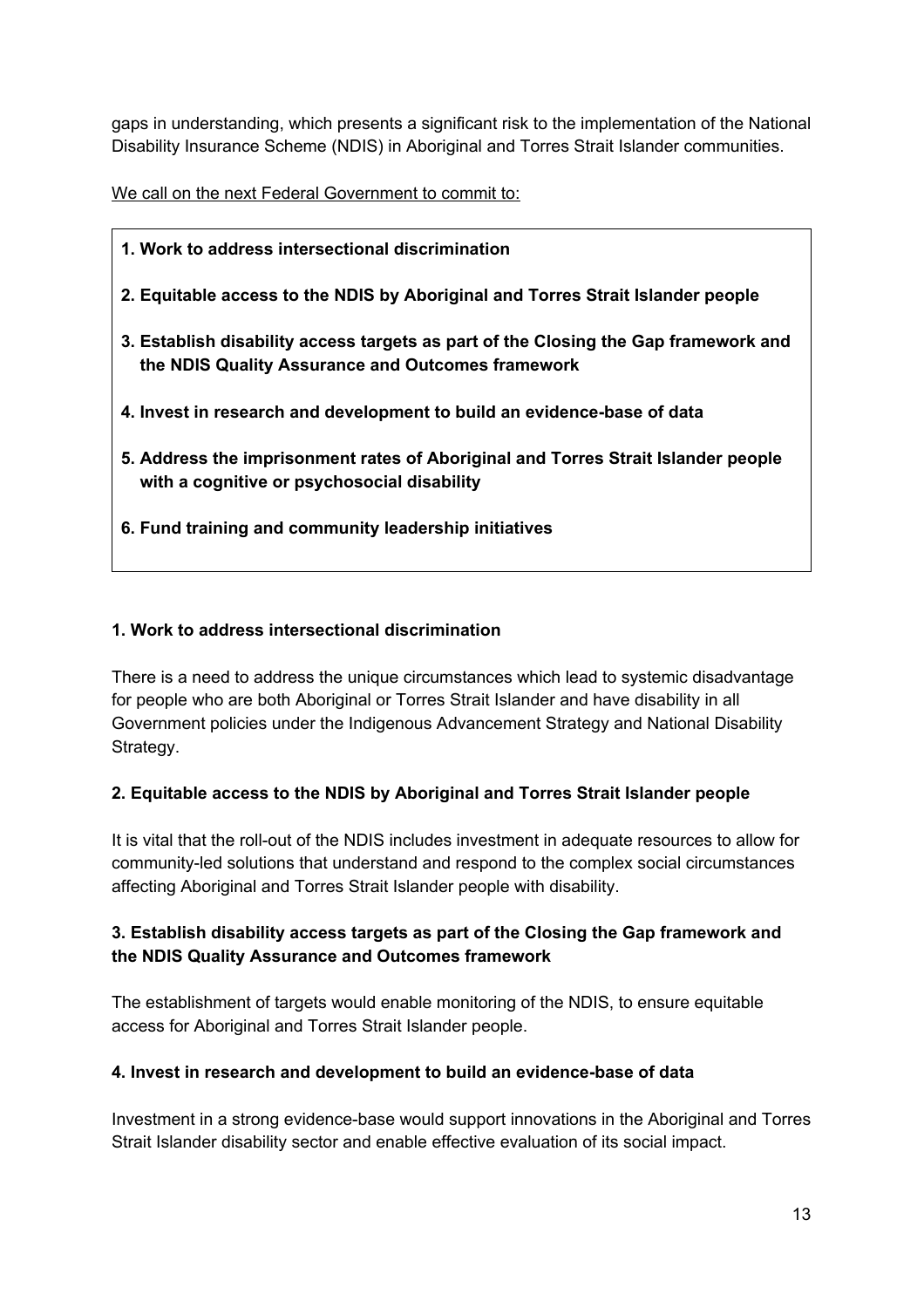gaps in understanding, which presents a significant risk to the implementation of the National Disability Insurance Scheme (NDIS) in Aboriginal and Torres Strait Islander communities.

<u>We call on the next Federal Government to commit to:</u>

> **1. Work to address intersectional discrimination**
>
> **2. Equitable access to the NDIS by Aboriginal and Torres Strait Islander people**
>
> **3. Establish disability access targets as part of the Closing the Gap framework and the NDIS Quality Assurance and Outcomes framework**
>
> **4. Invest in research and development to build an evidence-base of data**
>
> **5. Address the imprisonment rates of Aboriginal and Torres Strait Islander people with a cognitive or psychosocial disability**
>
> **6. Fund training and community leadership initiatives**

**1. Work to address intersectional discrimination**

There is a need to address the unique circumstances which lead to systemic disadvantage for people who are both Aboriginal or Torres Strait Islander and have disability in all Government policies under the Indigenous Advancement Strategy and National Disability Strategy.

**2. Equitable access to the NDIS by Aboriginal and Torres Strait Islander people**

It is vital that the roll-out of the NDIS includes investment in adequate resources to allow for community-led solutions that understand and respond to the complex social circumstances affecting Aboriginal and Torres Strait Islander people with disability.

**3. Establish disability access targets as part of the Closing the Gap framework and the NDIS Quality Assurance and Outcomes framework**

The establishment of targets would enable monitoring of the NDIS, to ensure equitable access for Aboriginal and Torres Strait Islander people.

**4. Invest in research and development to build an evidence-base of data**

Investment in a strong evidence-base would support innovations in the Aboriginal and Torres Strait Islander disability sector and enable effective evaluation of its social impact.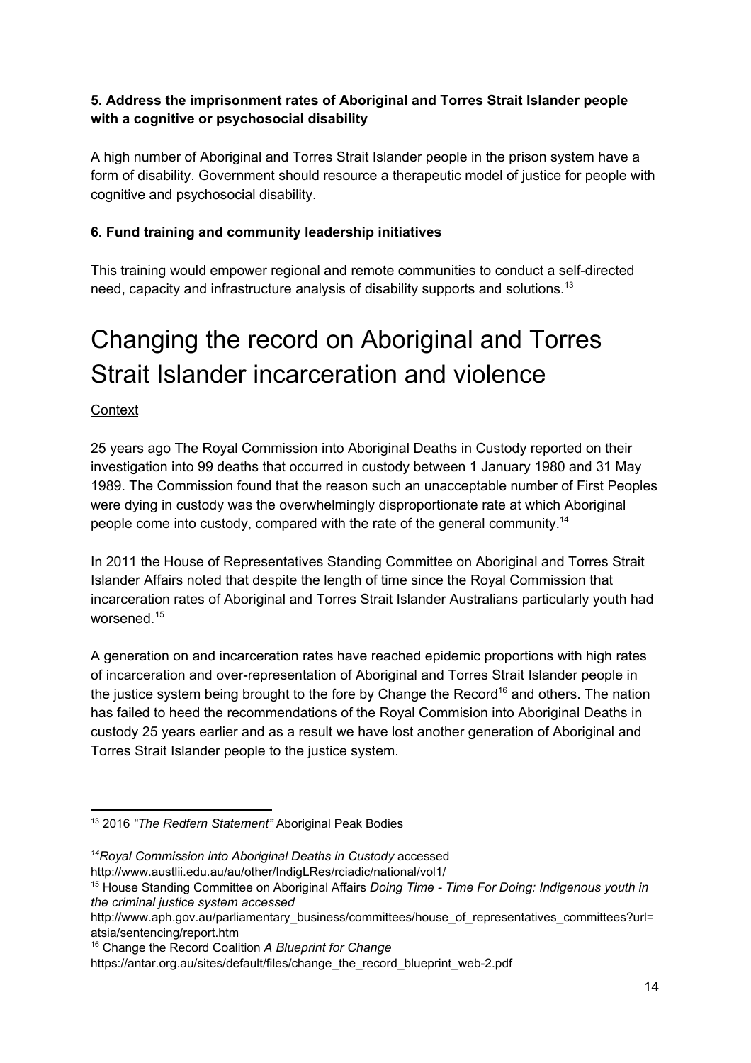**5. Address the imprisonment rates of Aboriginal and Torres Strait Islander people with a cognitive or psychosocial disability**

A high number of Aboriginal and Torres Strait Islander people in the prison system have a form of disability. Government should resource a therapeutic model of justice for people with cognitive and psychosocial disability.

**6. Fund training and community leadership initiatives**

This training would empower regional and remote communities to conduct a self-directed need, capacity and infrastructure analysis of disability supports and solutions.[13]

# Changing the record on Aboriginal and Torres Strait Islander incarceration and violence

Context

25 years ago The Royal Commission into Aboriginal Deaths in Custody reported on their investigation into 99 deaths that occurred in custody between 1 January 1980 and 31 May 1989. The Commission found that the reason such an unacceptable number of First Peoples were dying in custody was the overwhelmingly disproportionate rate at which Aboriginal people come into custody, compared with the rate of the general community.[14]

In 2011 the House of Representatives Standing Committee on Aboriginal and Torres Strait Islander Affairs noted that despite the length of time since the Royal Commission that incarceration rates of Aboriginal and Torres Strait Islander Australians particularly youth had worsened.[15]

A generation on and incarceration rates have reached epidemic proportions with high rates of incarceration and over-representation of Aboriginal and Torres Strait Islander people in the justice system being brought to the fore by Change the Record[16] and others. The nation has failed to heed the recommendations of the Royal Commision into Aboriginal Deaths in custody 25 years earlier and as a result we have lost another generation of Aboriginal and Torres Strait Islander people to the justice system.

---

[13] 2016 *"The Redfern Statement"* Aboriginal Peak Bodies

[14] *Royal Commission into Aboriginal Deaths in Custody* accessed http://www.austlii.edu.au/au/other/IndigLRes/rciadic/national/vol1/

[15] House Standing Committee on Aboriginal Affairs *Doing Time - Time For Doing: Indigenous youth in the criminal justice system accessed* http://www.aph.gov.au/parliamentary_business/committees/house_of_representatives_committees?url=atsia/sentencing/report.htm

[16] Change the Record Coalition *A Blueprint for Change* https://antar.org.au/sites/default/files/change_the_record_blueprint_web-2.pdf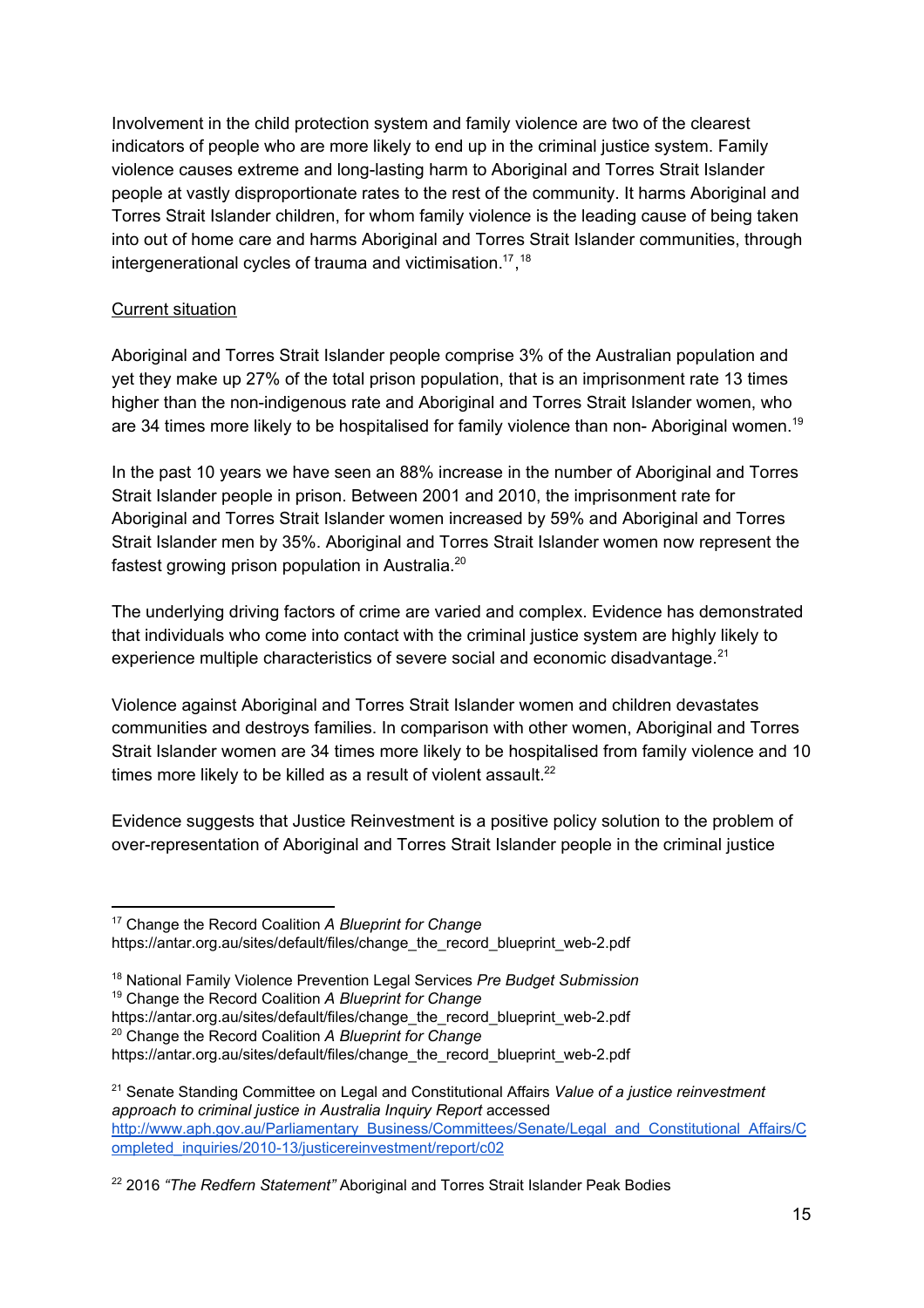Involvement in the child protection system and family violence are two of the clearest indicators of people who are more likely to end up in the criminal justice system. Family violence causes extreme and long-lasting harm to Aboriginal and Torres Strait Islander people at vastly disproportionate rates to the rest of the community. It harms Aboriginal and Torres Strait Islander children, for whom family violence is the leading cause of being taken into out of home care and harms Aboriginal and Torres Strait Islander communities, through intergenerational cycles of trauma and victimisation.[17],[18]

Current situation

Aboriginal and Torres Strait Islander people comprise 3% of the Australian population and yet they make up 27% of the total prison population, that is an imprisonment rate 13 times higher than the non-indigenous rate and Aboriginal and Torres Strait Islander women, who are 34 times more likely to be hospitalised for family violence than non- Aboriginal women.[19]

In the past 10 years we have seen an 88% increase in the number of Aboriginal and Torres Strait Islander people in prison. Between 2001 and 2010, the imprisonment rate for Aboriginal and Torres Strait Islander women increased by 59% and Aboriginal and Torres Strait Islander men by 35%. Aboriginal and Torres Strait Islander women now represent the fastest growing prison population in Australia.[20]

The underlying driving factors of crime are varied and complex. Evidence has demonstrated that individuals who come into contact with the criminal justice system are highly likely to experience multiple characteristics of severe social and economic disadvantage.[21]

Violence against Aboriginal and Torres Strait Islander women and children devastates communities and destroys families. In comparison with other women, Aboriginal and Torres Strait Islander women are 34 times more likely to be hospitalised from family violence and 10 times more likely to be killed as a result of violent assault.[22]

Evidence suggests that Justice Reinvestment is a positive policy solution to the problem of over-representation of Aboriginal and Torres Strait Islander people in the criminal justice

---

[17] Change the Record Coalition *A Blueprint for Change* https://antar.org.au/sites/default/files/change_the_record_blueprint_web-2.pdf

[18] National Family Violence Prevention Legal Services *Pre Budget Submission*

[19] Change the Record Coalition *A Blueprint for Change* https://antar.org.au/sites/default/files/change_the_record_blueprint_web-2.pdf

[20] Change the Record Coalition *A Blueprint for Change* https://antar.org.au/sites/default/files/change_the_record_blueprint_web-2.pdf

[21] Senate Standing Committee on Legal and Constitutional Affairs *Value of a justice reinvestment approach to criminal justice in Australia Inquiry Report* accessed http://www.aph.gov.au/Parliamentary_Business/Committees/Senate/Legal_and_Constitutional_Affairs/Completed_inquiries/2010-13/justicereinvestment/report/c02

[22] 2016 *"The Redfern Statement"* Aboriginal and Torres Strait Islander Peak Bodies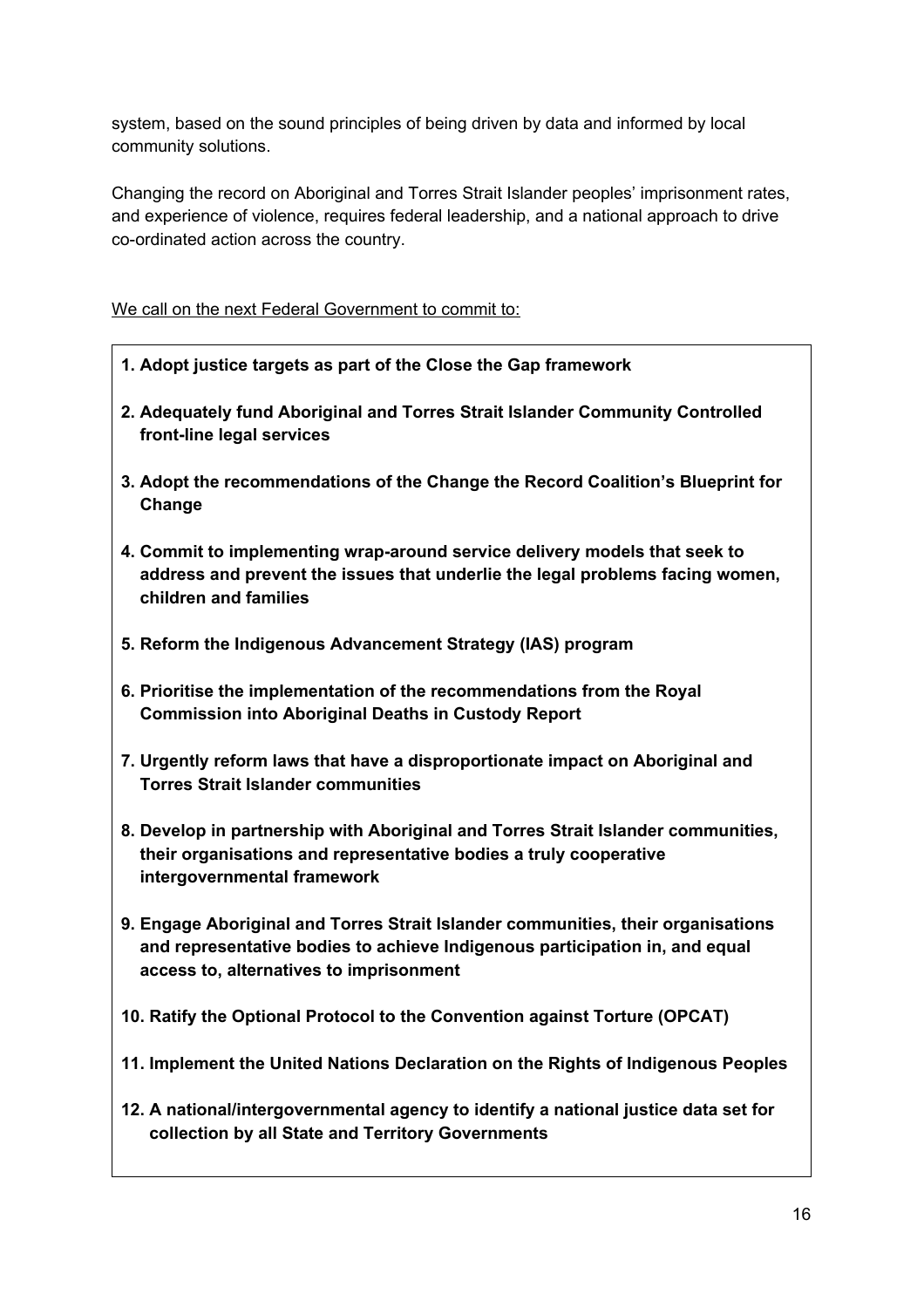system, based on the sound principles of being driven by data and informed by local community solutions.

Changing the record on Aboriginal and Torres Strait Islander peoples' imprisonment rates, and experience of violence, requires federal leadership, and a national approach to drive co-ordinated action across the country.

<u>We call on the next Federal Government to commit to:</u>

1. **Adopt justice targets as part of the Close the Gap framework**
2. **Adequately fund Aboriginal and Torres Strait Islander Community Controlled front-line legal services**
3. **Adopt the recommendations of the Change the Record Coalition's Blueprint for Change**
4. **Commit to implementing wrap-around service delivery models that seek to address and prevent the issues that underlie the legal problems facing women, children and families**
5. **Reform the Indigenous Advancement Strategy (IAS) program**
6. **Prioritise the implementation of the recommendations from the Royal Commission into Aboriginal Deaths in Custody Report**
7. **Urgently reform laws that have a disproportionate impact on Aboriginal and Torres Strait Islander communities**
8. **Develop in partnership with Aboriginal and Torres Strait Islander communities, their organisations and representative bodies a truly cooperative intergovernmental framework**
9. **Engage Aboriginal and Torres Strait Islander communities, their organisations and representative bodies to achieve Indigenous participation in, and equal access to, alternatives to imprisonment**
10. **Ratify the Optional Protocol to the Convention against Torture (OPCAT)**
11. **Implement the United Nations Declaration on the Rights of Indigenous Peoples**
12. **A national/intergovernmental agency to identify a national justice data set for collection by all State and Territory Governments**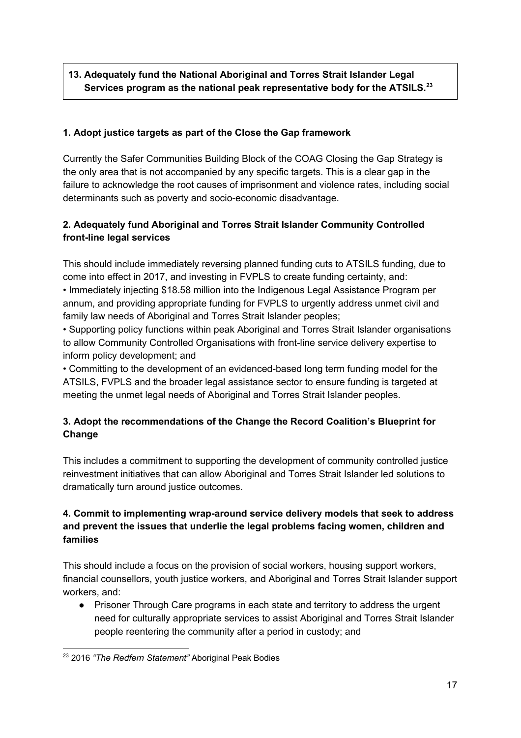**13. Adequately fund the National Aboriginal and Torres Strait Islander Legal Services program as the national peak representative body for the ATSILS.**[23]

**1. Adopt justice targets as part of the Close the Gap framework**

Currently the Safer Communities Building Block of the COAG Closing the Gap Strategy is the only area that is not accompanied by any specific targets. This is a clear gap in the failure to acknowledge the root causes of imprisonment and violence rates, including social determinants such as poverty and socio-economic disadvantage.

**2. Adequately fund Aboriginal and Torres Strait Islander Community Controlled front-line legal services**

This should include immediately reversing planned funding cuts to ATSILS funding, due to come into effect in 2017, and investing in FVPLS to create funding certainty, and:

• Immediately injecting $18.58 million into the Indigenous Legal Assistance Program per annum, and providing appropriate funding for FVPLS to urgently address unmet civil and family law needs of Aboriginal and Torres Strait Islander peoples;

• Supporting policy functions within peak Aboriginal and Torres Strait Islander organisations to allow Community Controlled Organisations with front-line service delivery expertise to inform policy development; and

• Committing to the development of an evidenced-based long term funding model for the ATSILS, FVPLS and the broader legal assistance sector to ensure funding is targeted at meeting the unmet legal needs of Aboriginal and Torres Strait Islander peoples.

**3. Adopt the recommendations of the Change the Record Coalition's Blueprint for Change**

This includes a commitment to supporting the development of community controlled justice reinvestment initiatives that can allow Aboriginal and Torres Strait Islander led solutions to dramatically turn around justice outcomes.

**4. Commit to implementing wrap-around service delivery models that seek to address and prevent the issues that underlie the legal problems facing women, children and families**

This should include a focus on the provision of social workers, housing support workers, financial counsellors, youth justice workers, and Aboriginal and Torres Strait Islander support workers, and:

- Prisoner Through Care programs in each state and territory to address the urgent need for culturally appropriate services to assist Aboriginal and Torres Strait Islander people reentering the community after a period in custody; and

---

[23] 2016 *"The Redfern Statement"* Aboriginal Peak Bodies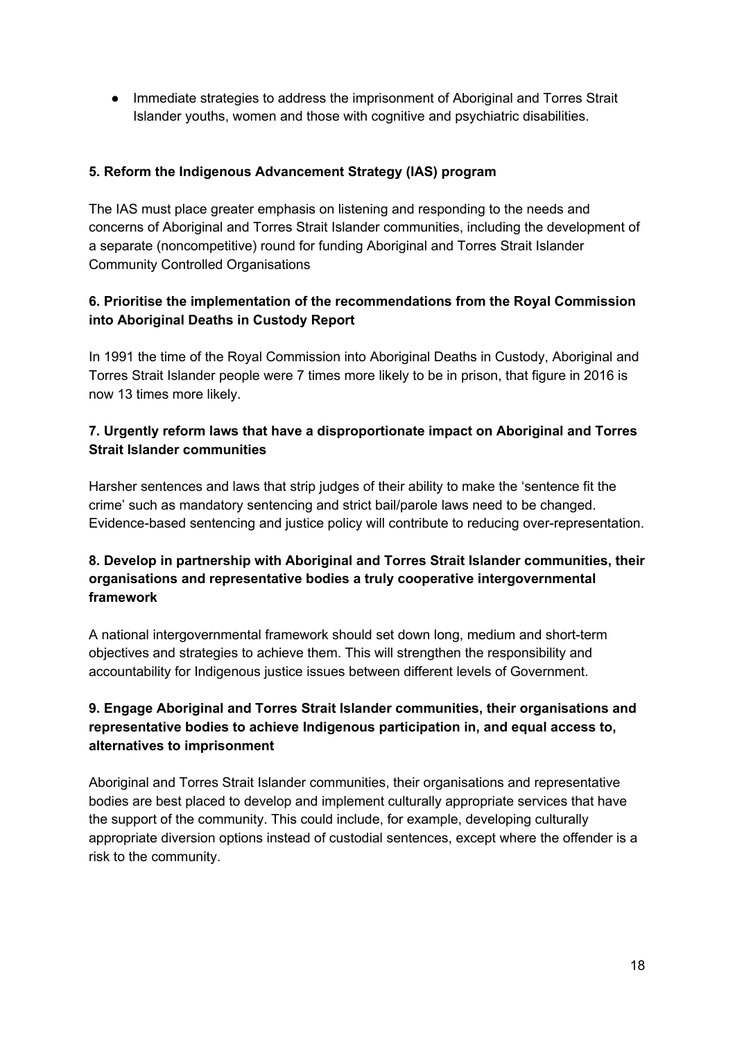- Immediate strategies to address the imprisonment of Aboriginal and Torres Strait Islander youths, women and those with cognitive and psychiatric disabilities.

**5. Reform the Indigenous Advancement Strategy (IAS) program**

The IAS must place greater emphasis on listening and responding to the needs and concerns of Aboriginal and Torres Strait Islander communities, including the development of a separate (noncompetitive) round for funding Aboriginal and Torres Strait Islander Community Controlled Organisations

**6. Prioritise the implementation of the recommendations from the Royal Commission into Aboriginal Deaths in Custody Report**

In 1991 the time of the Royal Commission into Aboriginal Deaths in Custody, Aboriginal and Torres Strait Islander people were 7 times more likely to be in prison, that figure in 2016 is now 13 times more likely.

**7. Urgently reform laws that have a disproportionate impact on Aboriginal and Torres Strait Islander communities**

Harsher sentences and laws that strip judges of their ability to make the 'sentence fit the crime' such as mandatory sentencing and strict bail/parole laws need to be changed. Evidence-based sentencing and justice policy will contribute to reducing over-representation.

**8. Develop in partnership with Aboriginal and Torres Strait Islander communities, their organisations and representative bodies a truly cooperative intergovernmental framework**

A national intergovernmental framework should set down long, medium and short-term objectives and strategies to achieve them. This will strengthen the responsibility and accountability for Indigenous justice issues between different levels of Government.

**9. Engage Aboriginal and Torres Strait Islander communities, their organisations and representative bodies to achieve Indigenous participation in, and equal access to, alternatives to imprisonment**

Aboriginal and Torres Strait Islander communities, their organisations and representative bodies are best placed to develop and implement culturally appropriate services that have the support of the community. This could include, for example, developing culturally appropriate diversion options instead of custodial sentences, except where the offender is a risk to the community.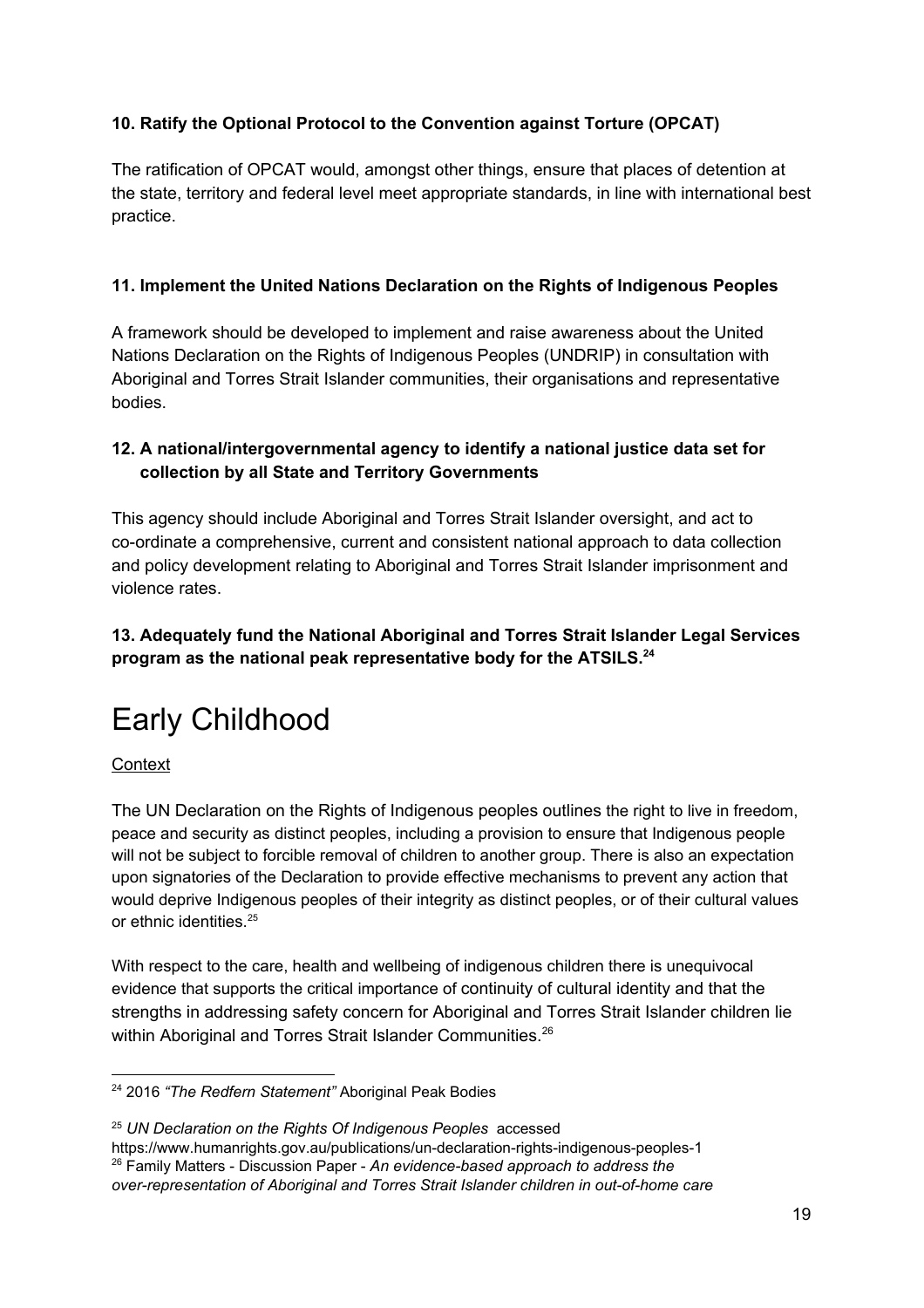**10. Ratify the Optional Protocol to the Convention against Torture (OPCAT)**

The ratification of OPCAT would, amongst other things, ensure that places of detention at the state, territory and federal level meet appropriate standards, in line with international best practice.

**11. Implement the United Nations Declaration on the Rights of Indigenous Peoples**

A framework should be developed to implement and raise awareness about the United Nations Declaration on the Rights of Indigenous Peoples (UNDRIP) in consultation with Aboriginal and Torres Strait Islander communities, their organisations and representative bodies.

**12. A national/intergovernmental agency to identify a national justice data set for collection by all State and Territory Governments**

This agency should include Aboriginal and Torres Strait Islander oversight, and act to co-ordinate a comprehensive, current and consistent national approach to data collection and policy development relating to Aboriginal and Torres Strait Islander imprisonment and violence rates.

**13. Adequately fund the National Aboriginal and Torres Strait Islander Legal Services program as the national peak representative body for the ATSILS.**[24]

# Early Childhood

Context

The UN Declaration on the Rights of Indigenous peoples outlines the right to live in freedom, peace and security as distinct peoples, including a provision to ensure that Indigenous people will not be subject to forcible removal of children to another group. There is also an expectation upon signatories of the Declaration to provide effective mechanisms to prevent any action that would deprive Indigenous peoples of their integrity as distinct peoples, or of their cultural values or ethnic identities.[25]

With respect to the care, health and wellbeing of indigenous children there is unequivocal evidence that supports the critical importance of continuity of cultural identity and that the strengths in addressing safety concern for Aboriginal and Torres Strait Islander children lie within Aboriginal and Torres Strait Islander Communities.[26]

[24] 2016 *"The Redfern Statement"* Aboriginal Peak Bodies

[25] *UN Declaration on the Rights Of Indigenous Peoples* accessed https://www.humanrights.gov.au/publications/un-declaration-rights-indigenous-peoples-1

[26] Family Matters - Discussion Paper - *An evidence-based approach to address the over-representation of Aboriginal and Torres Strait Islander children in out-of-home care*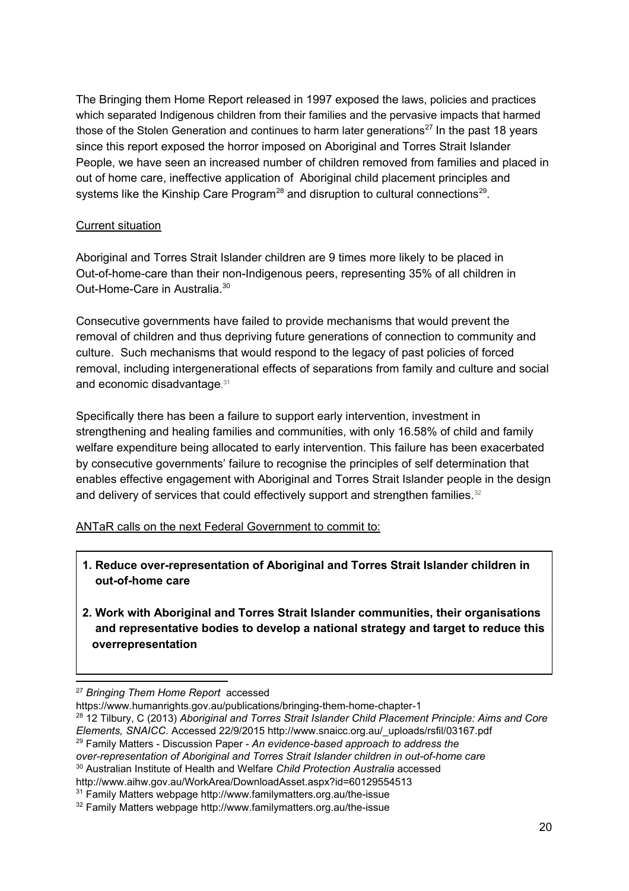The Bringing them Home Report released in 1997 exposed the laws, policies and practices which separated Indigenous children from their families and the pervasive impacts that harmed those of the Stolen Generation and continues to harm later generations[27] In the past 18 years since this report exposed the horror imposed on Aboriginal and Torres Strait Islander People, we have seen an increased number of children removed from families and placed in out of home care, ineffective application of Aboriginal child placement principles and systems like the Kinship Care Program[28] and disruption to cultural connections[29].

Current situation

Aboriginal and Torres Strait Islander children are 9 times more likely to be placed in Out-of-home-care than their non-Indigenous peers, representing 35% of all children in Out-Home-Care in Australia.[30]

Consecutive governments have failed to provide mechanisms that would prevent the removal of children and thus depriving future generations of connection to community and culture. Such mechanisms that would respond to the legacy of past policies of forced removal, including intergenerational effects of separations from family and culture and social and economic disadvantage.[31]

Specifically there has been a failure to support early intervention, investment in strengthening and healing families and communities, with only 16.58% of child and family welfare expenditure being allocated to early intervention. This failure has been exacerbated by consecutive governments' failure to recognise the principles of self determination that enables effective engagement with Aboriginal and Torres Strait Islander people in the design and delivery of services that could effectively support and strengthen families.[32]

ANTaR calls on the next Federal Government to commit to:

1. **Reduce over-representation of Aboriginal and Torres Strait Islander children in out-of-home care**
2. **Work with Aboriginal and Torres Strait Islander communities, their organisations and representative bodies to develop a national strategy and target to reduce this overrepresentation**

---

[27] *Bringing Them Home Report* accessed https://www.humanrights.gov.au/publications/bringing-them-home-chapter-1

[28] 12 Tilbury, C (2013) *Aboriginal and Torres Strait Islander Child Placement Principle: Aims and Core Elements, SNAICC.* Accessed 22/9/2015 http://www.snaicc.org.au/_uploads/rsfil/03167.pdf

[29] Family Matters - Discussion Paper - *An evidence-based approach to address the over-representation of Aboriginal and Torres Strait Islander children in out-of-home care*

[30] Australian Institute of Health and Welfare *Child Protection Australia* accessed http://www.aihw.gov.au/WorkArea/DownloadAsset.aspx?id=60129554513

[31] Family Matters webpage http://www.familymatters.org.au/the-issue

[32] Family Matters webpage http://www.familymatters.org.au/the-issue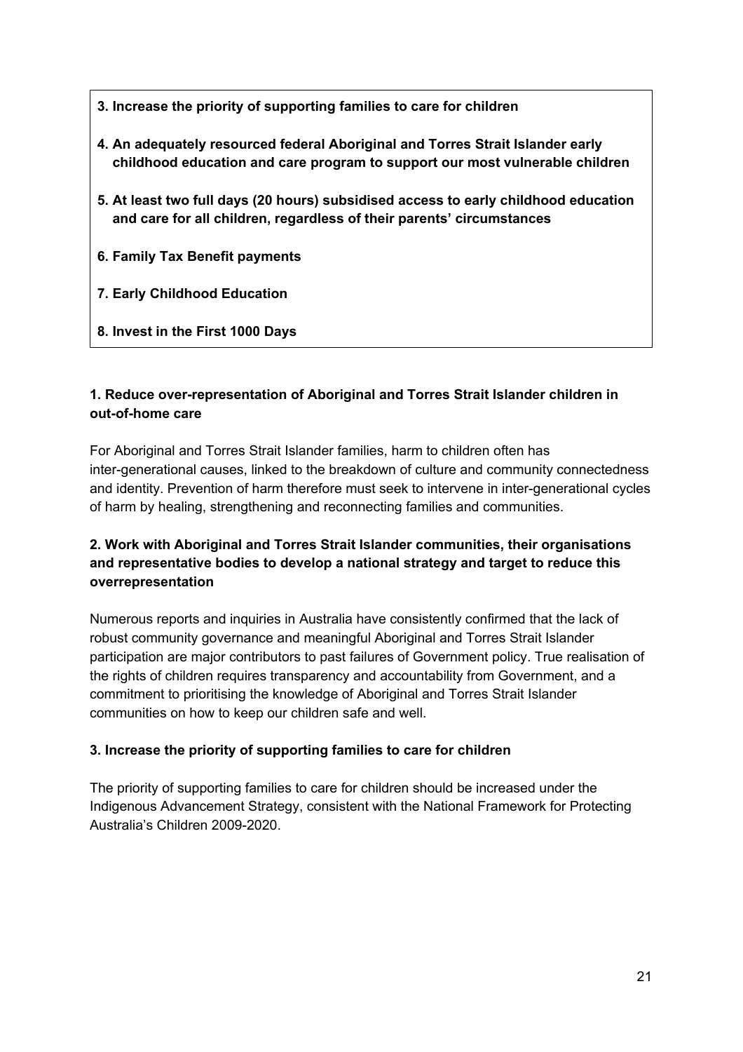**3. Increase the priority of supporting families to care for children**

**4. An adequately resourced federal Aboriginal and Torres Strait Islander early childhood education and care program to support our most vulnerable children**

**5. At least two full days (20 hours) subsidised access to early childhood education and care for all children, regardless of their parents' circumstances**

**6. Family Tax Benefit payments**

**7. Early Childhood Education**

**8. Invest in the First 1000 Days**

**1. Reduce over-representation of Aboriginal and Torres Strait Islander children in out-of-home care**

For Aboriginal and Torres Strait Islander families, harm to children often has inter-generational causes, linked to the breakdown of culture and community connectedness and identity. Prevention of harm therefore must seek to intervene in inter-generational cycles of harm by healing, strengthening and reconnecting families and communities.

**2. Work with Aboriginal and Torres Strait Islander communities, their organisations and representative bodies to develop a national strategy and target to reduce this overrepresentation**

Numerous reports and inquiries in Australia have consistently confirmed that the lack of robust community governance and meaningful Aboriginal and Torres Strait Islander participation are major contributors to past failures of Government policy. True realisation of the rights of children requires transparency and accountability from Government, and a commitment to prioritising the knowledge of Aboriginal and Torres Strait Islander communities on how to keep our children safe and well.

**3. Increase the priority of supporting families to care for children**

The priority of supporting families to care for children should be increased under the Indigenous Advancement Strategy, consistent with the National Framework for Protecting Australia's Children 2009-2020.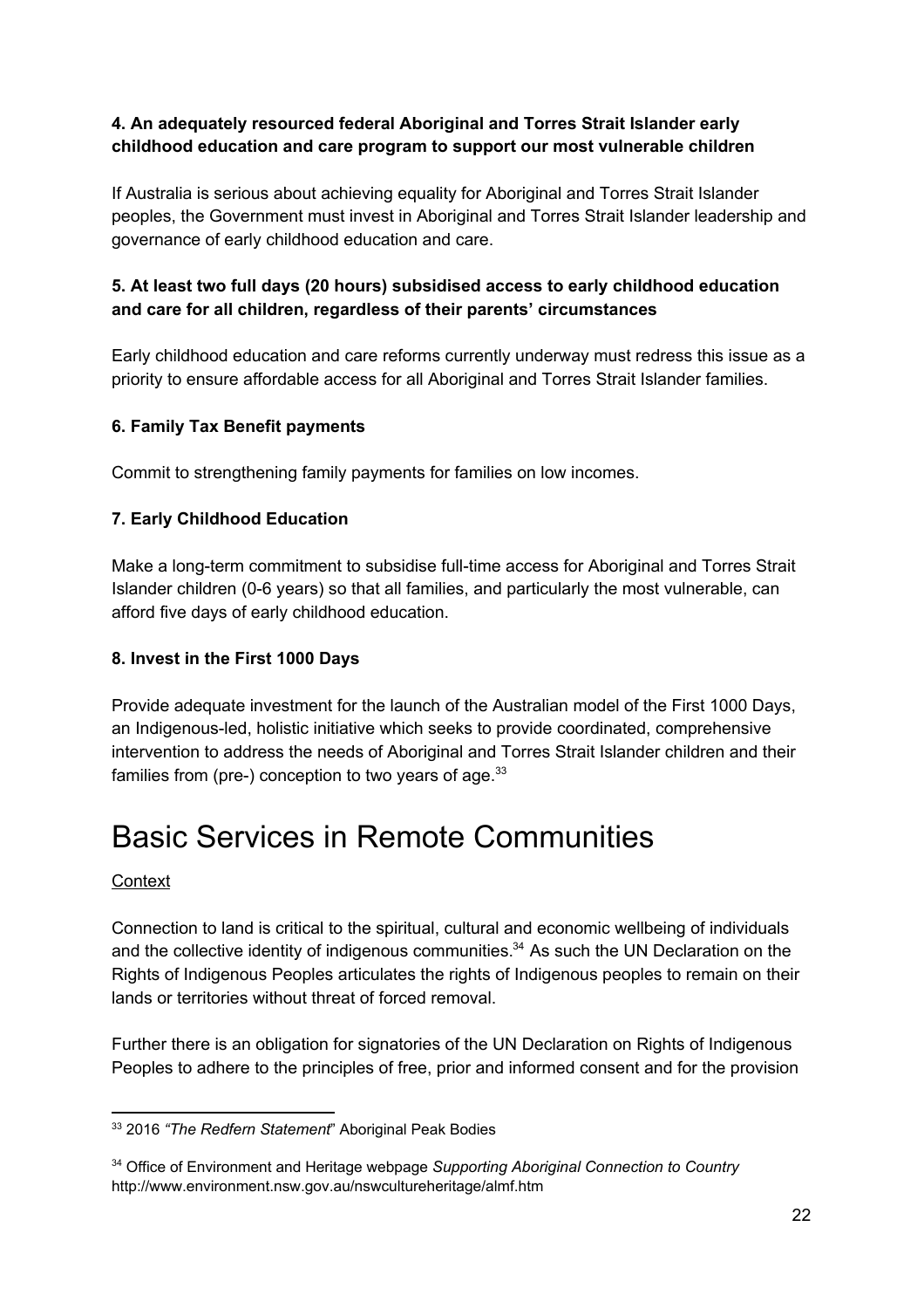**4. An adequately resourced federal Aboriginal and Torres Strait Islander early childhood education and care program to support our most vulnerable children**

If Australia is serious about achieving equality for Aboriginal and Torres Strait Islander peoples, the Government must invest in Aboriginal and Torres Strait Islander leadership and governance of early childhood education and care.

**5. At least two full days (20 hours) subsidised access to early childhood education and care for all children, regardless of their parents' circumstances**

Early childhood education and care reforms currently underway must redress this issue as a priority to ensure affordable access for all Aboriginal and Torres Strait Islander families.

**6. Family Tax Benefit payments**

Commit to strengthening family payments for families on low incomes.

**7. Early Childhood Education**

Make a long-term commitment to subsidise full-time access for Aboriginal and Torres Strait Islander children (0-6 years) so that all families, and particularly the most vulnerable, can afford five days of early childhood education.

**8. Invest in the First 1000 Days**

Provide adequate investment for the launch of the Australian model of the First 1000 Days, an Indigenous-led, holistic initiative which seeks to provide coordinated, comprehensive intervention to address the needs of Aboriginal and Torres Strait Islander children and their families from (pre-) conception to two years of age.[33]

# Basic Services in Remote Communities

Context

Connection to land is critical to the spiritual, cultural and economic wellbeing of individuals and the collective identity of indigenous communities.[34] As such the UN Declaration on the Rights of Indigenous Peoples articulates the rights of Indigenous peoples to remain on their lands or territories without threat of forced removal.

Further there is an obligation for signatories of the UN Declaration on Rights of Indigenous Peoples to adhere to the principles of free, prior and informed consent and for the provision

---

[33] 2016 *"The Redfern Statement*" Aboriginal Peak Bodies

[34] Office of Environment and Heritage webpage *Supporting Aboriginal Connection to Country* http://www.environment.nsw.gov.au/nswcultureheritage/almf.htm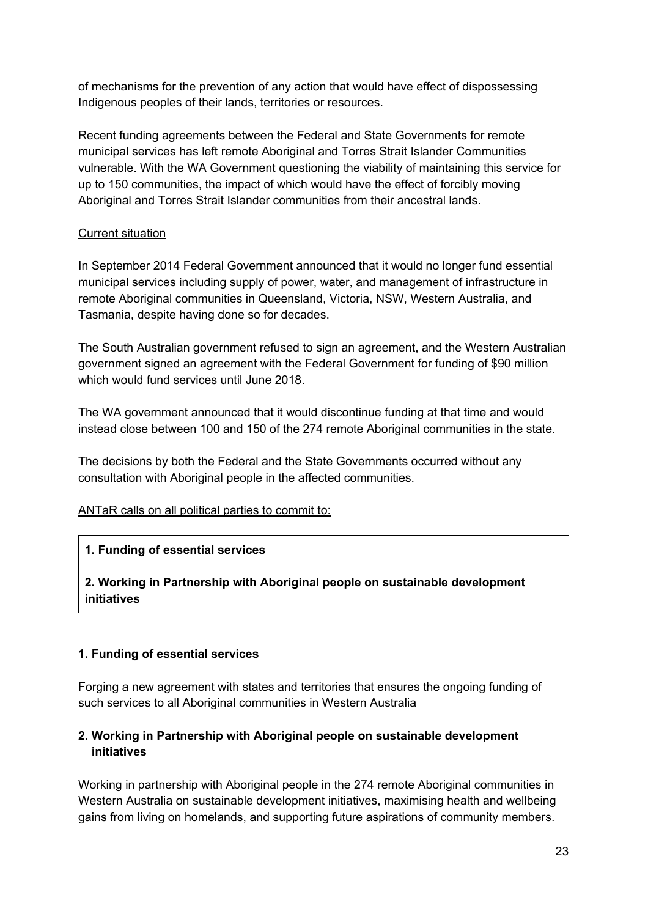of mechanisms for the prevention of any action that would have effect of dispossessing Indigenous peoples of their lands, territories or resources.

Recent funding agreements between the Federal and State Governments for remote municipal services has left remote Aboriginal and Torres Strait Islander Communities vulnerable. With the WA Government questioning the viability of maintaining this service for up to 150 communities, the impact of which would have the effect of forcibly moving Aboriginal and Torres Strait Islander communities from their ancestral lands.

Current situation

In September 2014 Federal Government announced that it would no longer fund essential municipal services including supply of power, water, and management of infrastructure in remote Aboriginal communities in Queensland, Victoria, NSW, Western Australia, and Tasmania, despite having done so for decades.

The South Australian government refused to sign an agreement, and the Western Australian government signed an agreement with the Federal Government for funding of $90 million which would fund services until June 2018.

The WA government announced that it would discontinue funding at that time and would instead close between 100 and 150 of the 274 remote Aboriginal communities in the state.

The decisions by both the Federal and the State Governments occurred without any consultation with Aboriginal people in the affected communities.

ANTaR calls on all political parties to commit to:

**1. Funding of essential services**

**2. Working in Partnership with Aboriginal people on sustainable development initiatives**

**1. Funding of essential services**

Forging a new agreement with states and territories that ensures the ongoing funding of such services to all Aboriginal communities in Western Australia

**2. Working in Partnership with Aboriginal people on sustainable development initiatives**

Working in partnership with Aboriginal people in the 274 remote Aboriginal communities in Western Australia on sustainable development initiatives, maximising health and wellbeing gains from living on homelands, and supporting future aspirations of community members.